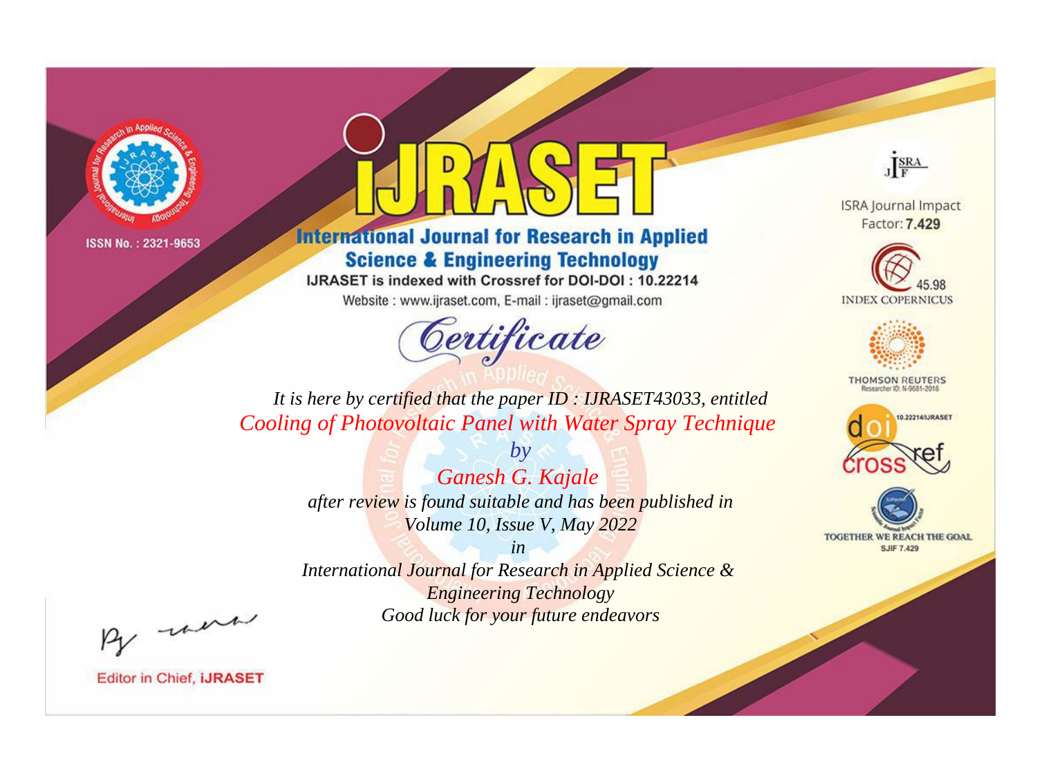ISSN No. : 2321-9653

# IJRASET

## International Journal for Research in Applied Science & Engineering Technology

IJRASET is indexed with Crossref for DOI-DOI : 10.22214

Website : www.ijraset.com, E-mail : ijraset@gmail.com

ISRA Journal Impact Factor: **7.429**

45.98 INDEX COPERNICUS

THOMSON REUTERS Researcher ID: N-9681-2016

10.22214/IJRASET

TOGETHER WE REACH THE GOAL SJIF 7.429

# *Certificate*

*It is here by certified that the paper ID : IJRASET43033, entitled*

*Cooling of Photovoltaic Panel with Water Spray Technique*

*by*

*Ganesh G. Kajale*

*after review is found suitable and has been published in*

*Volume 10, Issue V, May 2022*

*in*

*International Journal for Research in Applied Science & Engineering Technology*

*Good luck for your future endeavors*

Editor in Chief, **iJRASET**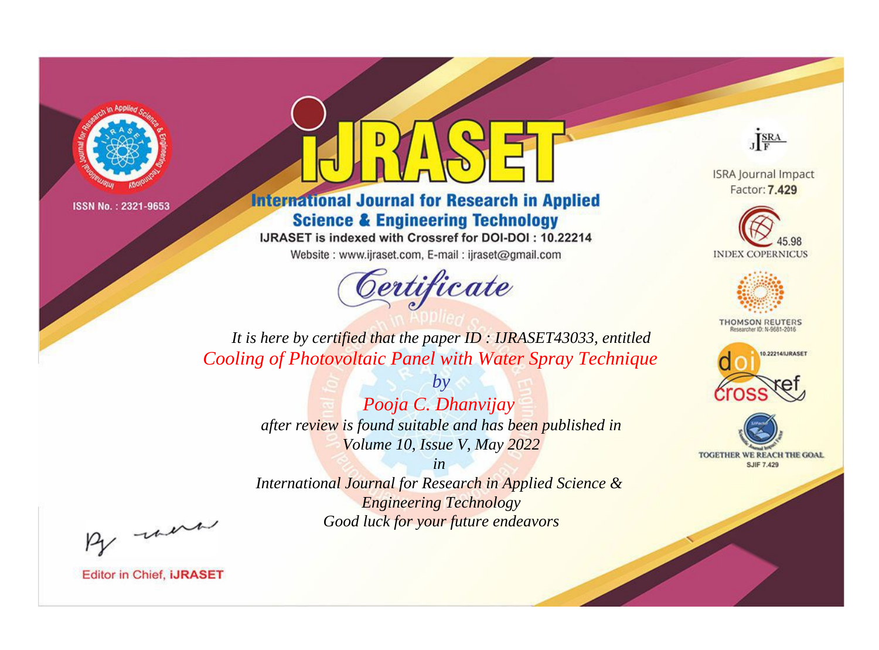ISSN No. : 2321-9653

# iJRASET

## International Journal for Research in Applied Science & Engineering Technology

IJRASET is indexed with Crossref for DOI-DOI : 10.22214

Website : www.ijraset.com, E-mail : ijraset@gmail.com

ISRA Journal Impact Factor: **7.429**

45.98 INDEX COPERNICUS

THOMSON REUTERS Researcher ID: N-9681-2016

10.22214/IJRASET

TOGETHER WE REACH THE GOAL SJIF 7.429

# *Certificate*

*It is here by certified that the paper ID : IJRASET43033, entitled*

*Cooling of Photovoltaic Panel with Water Spray Technique*

*by*

*Pooja C. Dhanvijay*

*after review is found suitable and has been published in*

*Volume 10, Issue V, May 2022*

*in*

*International Journal for Research in Applied Science & Engineering Technology*

*Good luck for your future endeavors*

Editor in Chief, **iJRASET**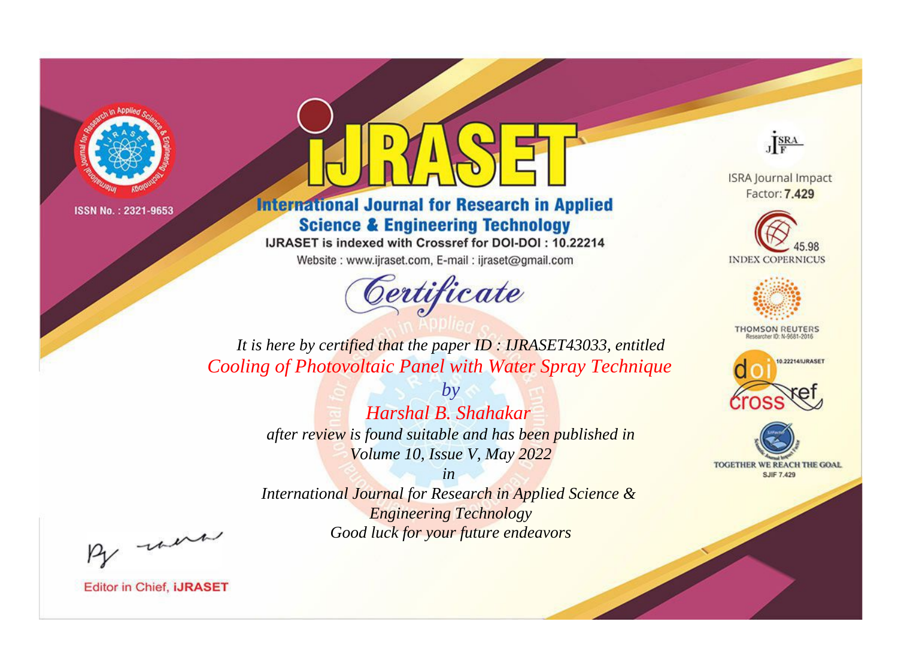ISSN No. : 2321-9653

# IJRASET

## International Journal for Research in Applied Science & Engineering Technology

IJRASET is indexed with Crossref for DOI-DOI : 10.22214

Website : www.ijraset.com, E-mail : ijraset@gmail.com

# Certificate

*It is here by certified that the paper ID : IJRASET43033, entitled*

*Cooling of Photovoltaic Panel with Water Spray Technique*

*by*

*Harshal B. Shahakar*

*after review is found suitable and has been published in*

*Volume 10, Issue V, May 2022*

*in*

*International Journal for Research in Applied Science & Engineering Technology*

*Good luck for your future endeavors*

ISRA Journal Impact Factor: **7.429**

45.98 INDEX COPERNICUS

THOMSON REUTERS Researcher ID: N-9681-2016

10.22214/IJRASET

TOGETHER WE REACH THE GOAL SJIF 7.429

Editor in Chief, **iJRASET**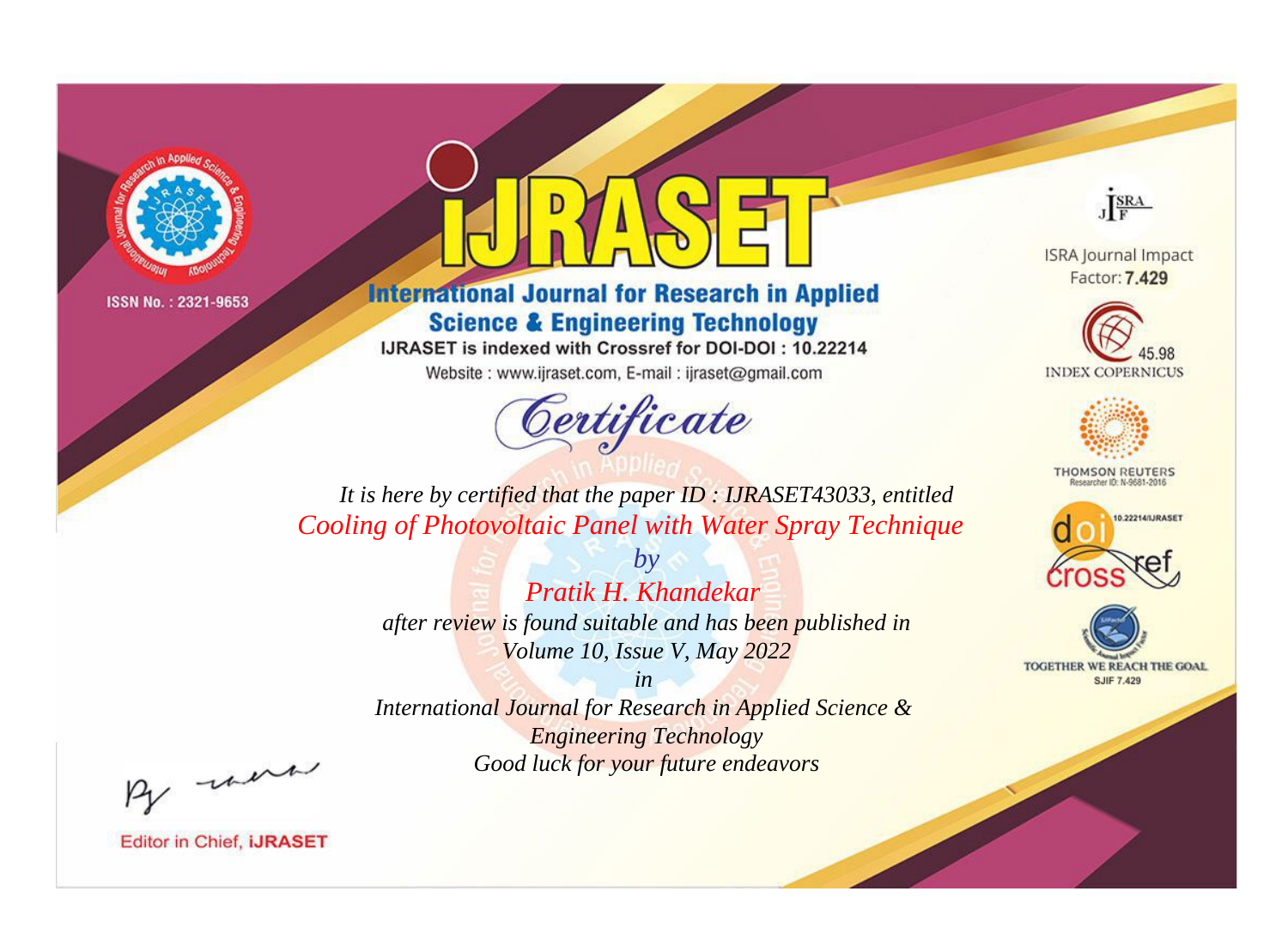ISSN No. : 2321-9653

# iJRASET

## International Journal for Research in Applied Science & Engineering Technology

IJRASET is indexed with Crossref for DOI-DOI : 10.22214

Website : www.ijraset.com, E-mail : ijraset@gmail.com

# Certificate

*It is here by certified that the paper ID : IJRASET43033, entitled*

*Cooling of Photovoltaic Panel with Water Spray Technique*

*by*

*Pratik H. Khandekar*

*after review is found suitable and has been published in*

*Volume 10, Issue V, May 2022*

*in*

*International Journal for Research in Applied Science & Engineering Technology*

*Good luck for your future endeavors*

ISRA Journal Impact Factor: **7.429**

45.98 INDEX COPERNICUS

THOMSON REUTERS Researcher ID: N-9681-2016

10.22214/IJRASET

TOGETHER WE REACH THE GOAL SJIF 7.429

Editor in Chief, **iJRASET**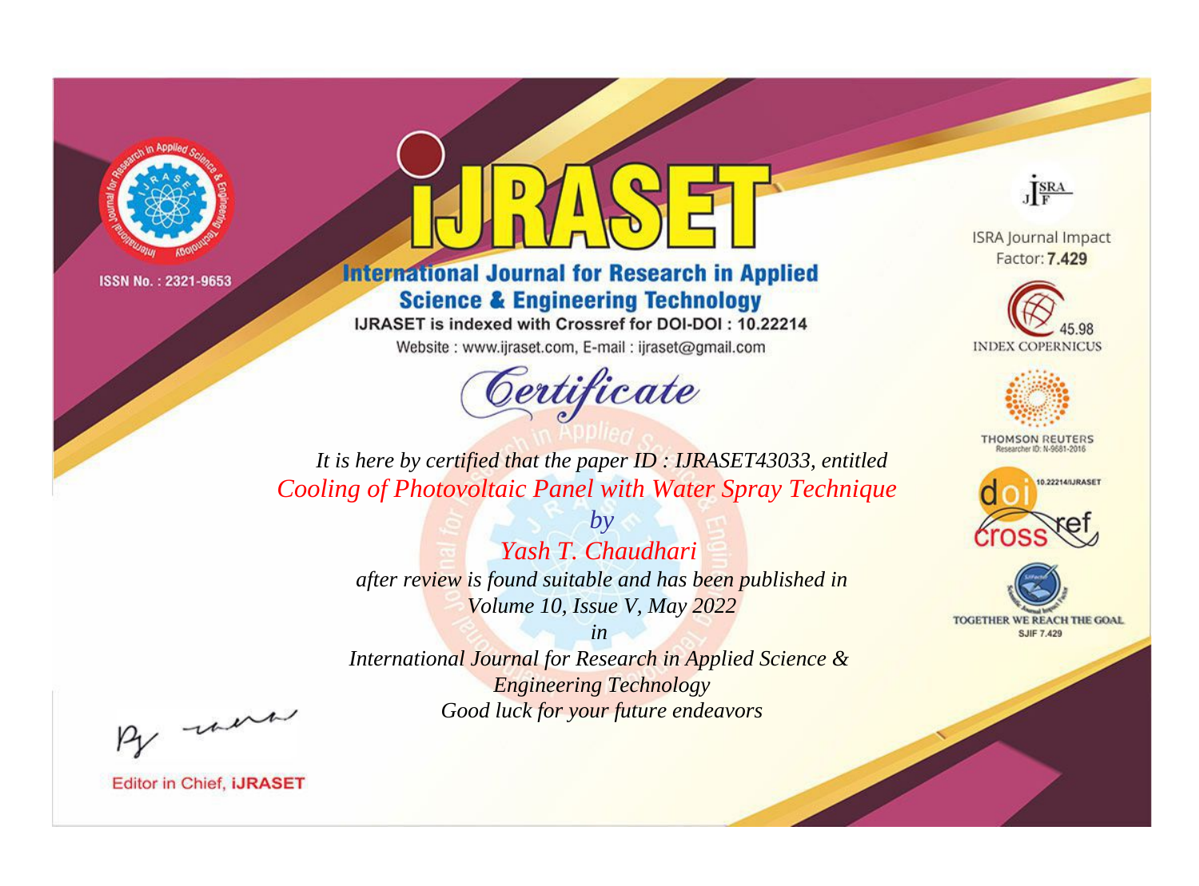ISSN No. : 2321-9653

# iJRASET

## International Journal for Research in Applied Science & Engineering Technology

IJRASET is indexed with Crossref for DOI-DOI : 10.22214

Website : www.ijraset.com, E-mail : ijraset@gmail.com

ISRA Journal Impact Factor: **7.429**

45.98 INDEX COPERNICUS

THOMSON REUTERS Researcher ID: N-9681-2016

10.22214/IJRASET

TOGETHER WE REACH THE GOAL SJIF 7.429

# Certificate

*It is here by certified that the paper ID : IJRASET43033, entitled*

*Cooling of Photovoltaic Panel with Water Spray Technique*

*by*

*Yash T. Chaudhari*

*after review is found suitable and has been published in*

*Volume 10, Issue V, May 2022*

*in*

*International Journal for Research in Applied Science & Engineering Technology*

*Good luck for your future endeavors*

Editor in Chief, **iJRASET**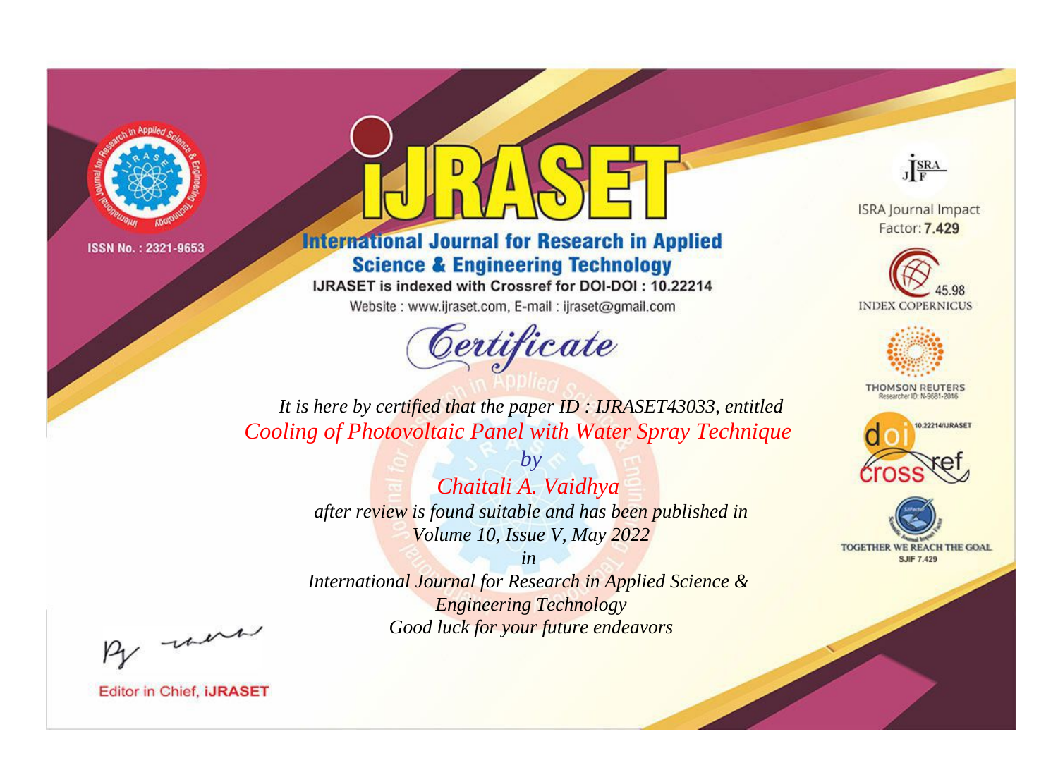ISSN No. : 2321-9653

# IJRASET

## International Journal for Research in Applied Science & Engineering Technology

IJRASET is indexed with Crossref for DOI-DOI : 10.22214

Website : www.ijraset.com, E-mail : ijraset@gmail.com

# Certificate

*It is here by certified that the paper ID : IJRASET43033, entitled*

*Cooling of Photovoltaic Panel with Water Spray Technique*

*by*

*Chaitali A. Vaidhya*

*after review is found suitable and has been published in*

*Volume 10, Issue V, May 2022*

*in*

*International Journal for Research in Applied Science & Engineering Technology*

*Good luck for your future endeavors*

ISRA Journal Impact Factor: **7.429**

45.98 INDEX COPERNICUS

THOMSON REUTERS Researcher ID: N-9681-2016

10.22214/IJRASET

TOGETHER WE REACH THE GOAL SJIF 7.429

Editor in Chief, **IJRASET**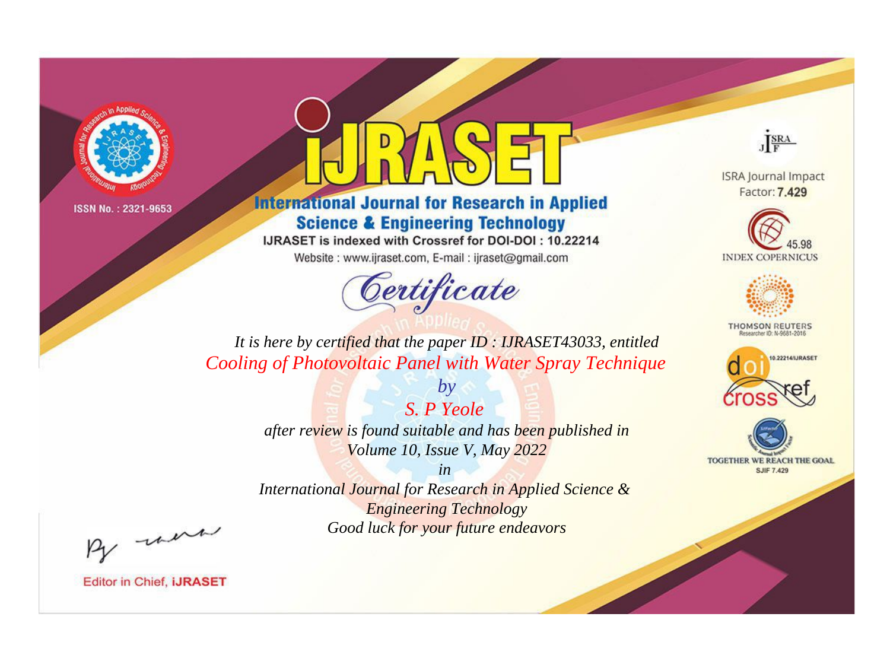ISSN No. : 2321-9653

# iJRASET

## International Journal for Research in Applied Science & Engineering Technology

IJRASET is indexed with Crossref for DOI-DOI : 10.22214

Website : www.ijraset.com, E-mail : ijraset@gmail.com

ISRA Journal Impact Factor: **7.429**

45.98 INDEX COPERNICUS

THOMSON REUTERS Researcher ID: N-9681-2016

10.22214/IJRASET

TOGETHER WE REACH THE GOAL SJIF 7.429

# *Certificate*

*It is here by certified that the paper ID : IJRASET43033, entitled*

*Cooling of Photovoltaic Panel with Water Spray Technique*

*by*

*S. P Yeole*

*after review is found suitable and has been published in*

*Volume 10, Issue V, May 2022*

*in*

*International Journal for Research in Applied Science & Engineering Technology*

*Good luck for your future endeavors*

Editor in Chief, **iJRASET**